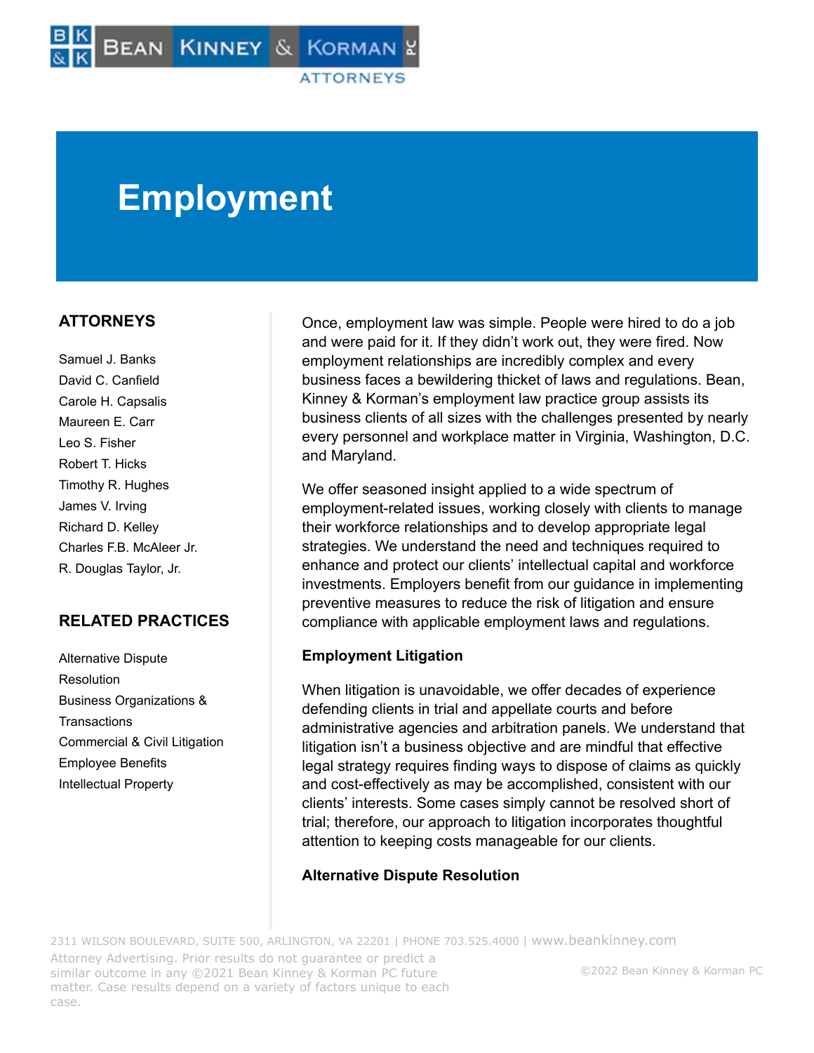# Employment

## ATTORNEYS

Samuel J. Banks
David C. Canfield
Carole H. Capsalis
Maureen E. Carr
Leo S. Fisher
Robert T. Hicks
Timothy R. Hughes
James V. Irving
Richard D. Kelley
Charles F.B. McAleer Jr.
R. Douglas Taylor, Jr.

## RELATED PRACTICES

Alternative Dispute Resolution
Business Organizations & Transactions
Commercial & Civil Litigation
Employee Benefits
Intellectual Property

Once, employment law was simple. People were hired to do a job and were paid for it. If they didn't work out, they were fired. Now employment relationships are incredibly complex and every business faces a bewildering thicket of laws and regulations. Bean, Kinney & Korman's employment law practice group assists its business clients of all sizes with the challenges presented by nearly every personnel and workplace matter in Virginia, Washington, D.C. and Maryland.

We offer seasoned insight applied to a wide spectrum of employment-related issues, working closely with clients to manage their workforce relationships and to develop appropriate legal strategies. We understand the need and techniques required to enhance and protect our clients' intellectual capital and workforce investments. Employers benefit from our guidance in implementing preventive measures to reduce the risk of litigation and ensure compliance with applicable employment laws and regulations.

### Employment Litigation

When litigation is unavoidable, we offer decades of experience defending clients in trial and appellate courts and before administrative agencies and arbitration panels. We understand that litigation isn't a business objective and are mindful that effective legal strategy requires finding ways to dispose of claims as quickly and cost-effectively as may be accomplished, consistent with our clients' interests. Some cases simply cannot be resolved short of trial; therefore, our approach to litigation incorporates thoughtful attention to keeping costs manageable for our clients.

### Alternative Dispute Resolution

2311 WILSON BOULEVARD, SUITE 500, ARLINGTON, VA 22201 | PHONE 703.525.4000 | www.beankinney.com

Attorney Advertising. Prior results do not guarantee or predict a similar outcome in any ©2021 Bean Kinney & Korman PC future matter. Case results depend on a variety of factors unique to each case.

©2022 Bean Kinney & Korman PC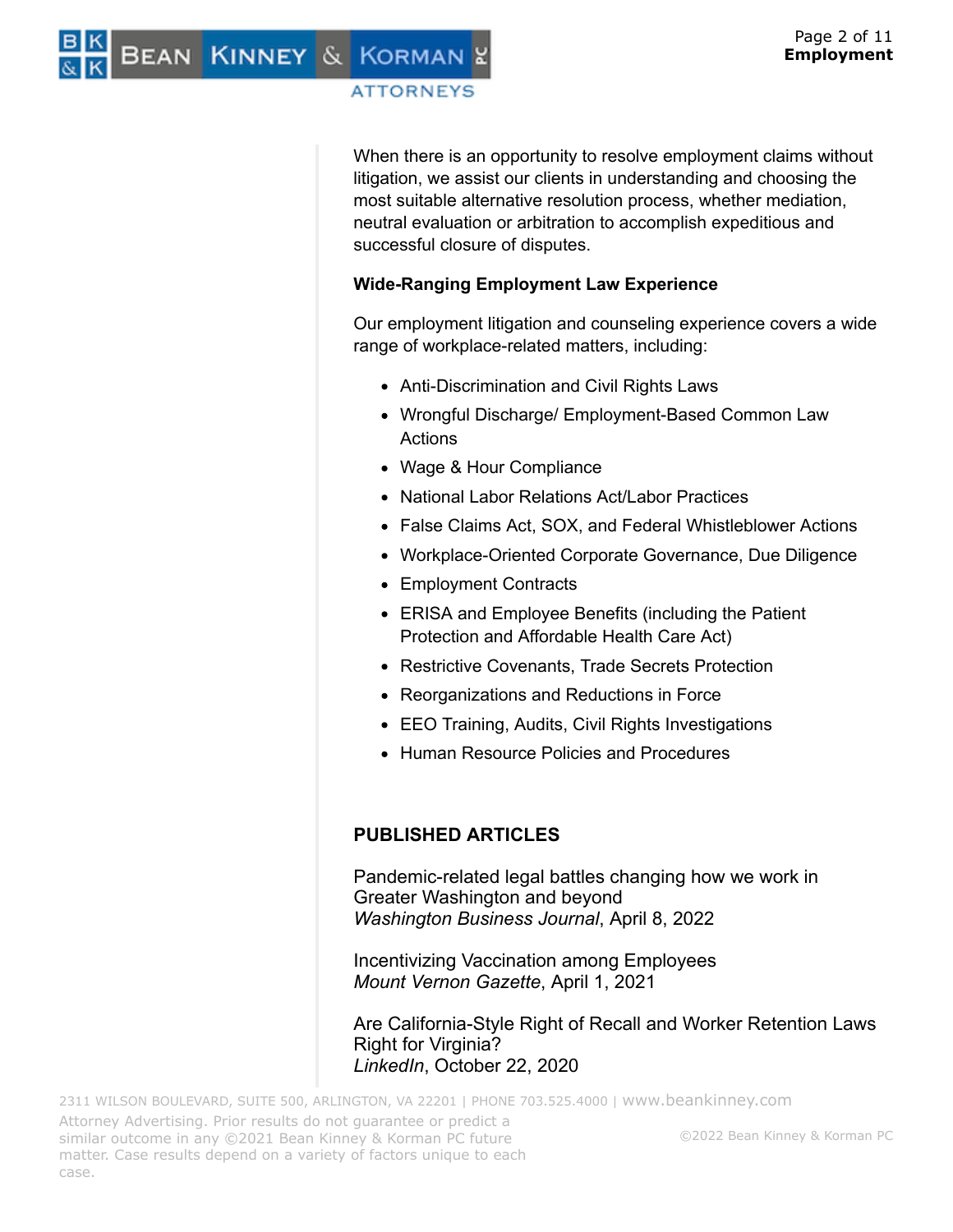When there is an opportunity to resolve employment claims without litigation, we assist our clients in understanding and choosing the most suitable alternative resolution process, whether mediation, neutral evaluation or arbitration to accomplish expeditious and successful closure of disputes.

**Wide-Ranging Employment Law Experience**

Our employment litigation and counseling experience covers a wide range of workplace-related matters, including:

- Anti-Discrimination and Civil Rights Laws
- Wrongful Discharge/ Employment-Based Common Law Actions
- Wage & Hour Compliance
- National Labor Relations Act/Labor Practices
- False Claims Act, SOX, and Federal Whistleblower Actions
- Workplace-Oriented Corporate Governance, Due Diligence
- Employment Contracts
- ERISA and Employee Benefits (including the Patient Protection and Affordable Health Care Act)
- Restrictive Covenants, Trade Secrets Protection
- Reorganizations and Reductions in Force
- EEO Training, Audits, Civil Rights Investigations
- Human Resource Policies and Procedures

## PUBLISHED ARTICLES

Pandemic-related legal battles changing how we work in Greater Washington and beyond
*Washington Business Journal*, April 8, 2022

Incentivizing Vaccination among Employees
*Mount Vernon Gazette*, April 1, 2021

Are California-Style Right of Recall and Worker Retention Laws Right for Virginia?
*LinkedIn*, October 22, 2020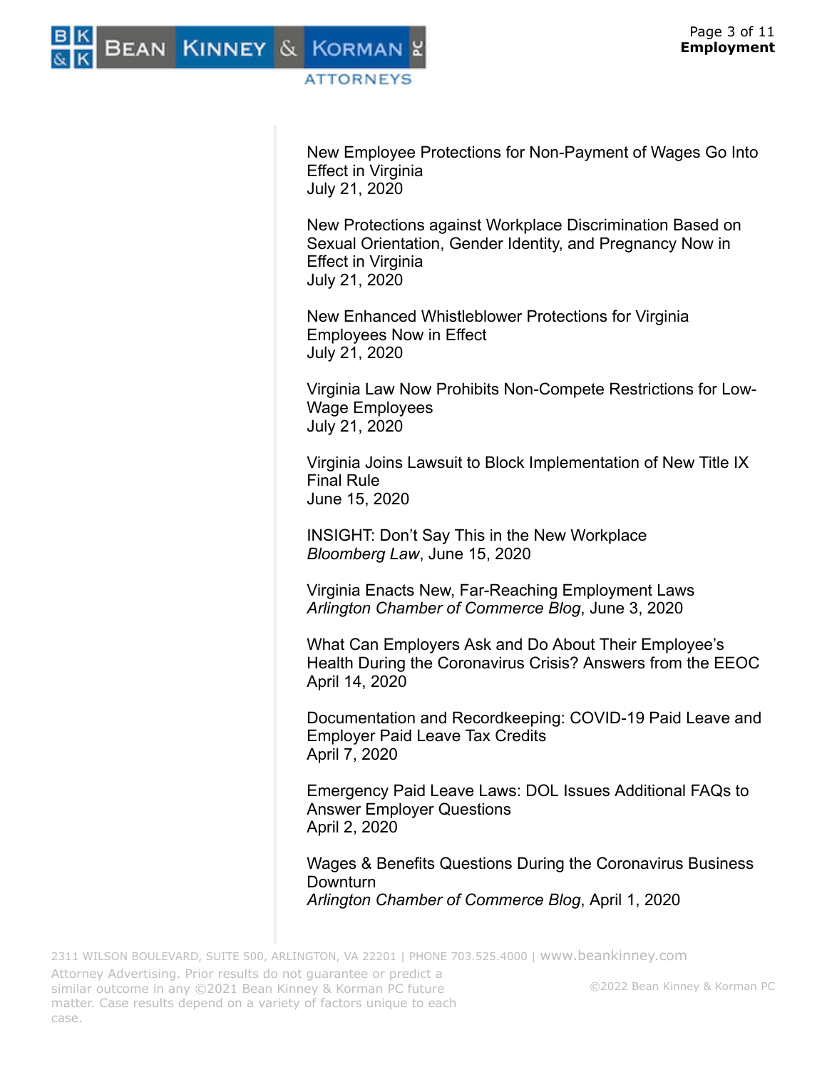New Employee Protections for Non-Payment of Wages Go Into Effect in Virginia
July 21, 2020

New Protections against Workplace Discrimination Based on Sexual Orientation, Gender Identity, and Pregnancy Now in Effect in Virginia
July 21, 2020

New Enhanced Whistleblower Protections for Virginia Employees Now in Effect
July 21, 2020

Virginia Law Now Prohibits Non-Compete Restrictions for Low-Wage Employees
July 21, 2020

Virginia Joins Lawsuit to Block Implementation of New Title IX Final Rule
June 15, 2020

INSIGHT: Don't Say This in the New Workplace
*Bloomberg Law*, June 15, 2020

Virginia Enacts New, Far-Reaching Employment Laws
*Arlington Chamber of Commerce Blog*, June 3, 2020

What Can Employers Ask and Do About Their Employee's Health During the Coronavirus Crisis? Answers from the EEOC
April 14, 2020

Documentation and Recordkeeping: COVID-19 Paid Leave and Employer Paid Leave Tax Credits
April 7, 2020

Emergency Paid Leave Laws: DOL Issues Additional FAQs to Answer Employer Questions
April 2, 2020

Wages & Benefits Questions During the Coronavirus Business Downturn
*Arlington Chamber of Commerce Blog*, April 1, 2020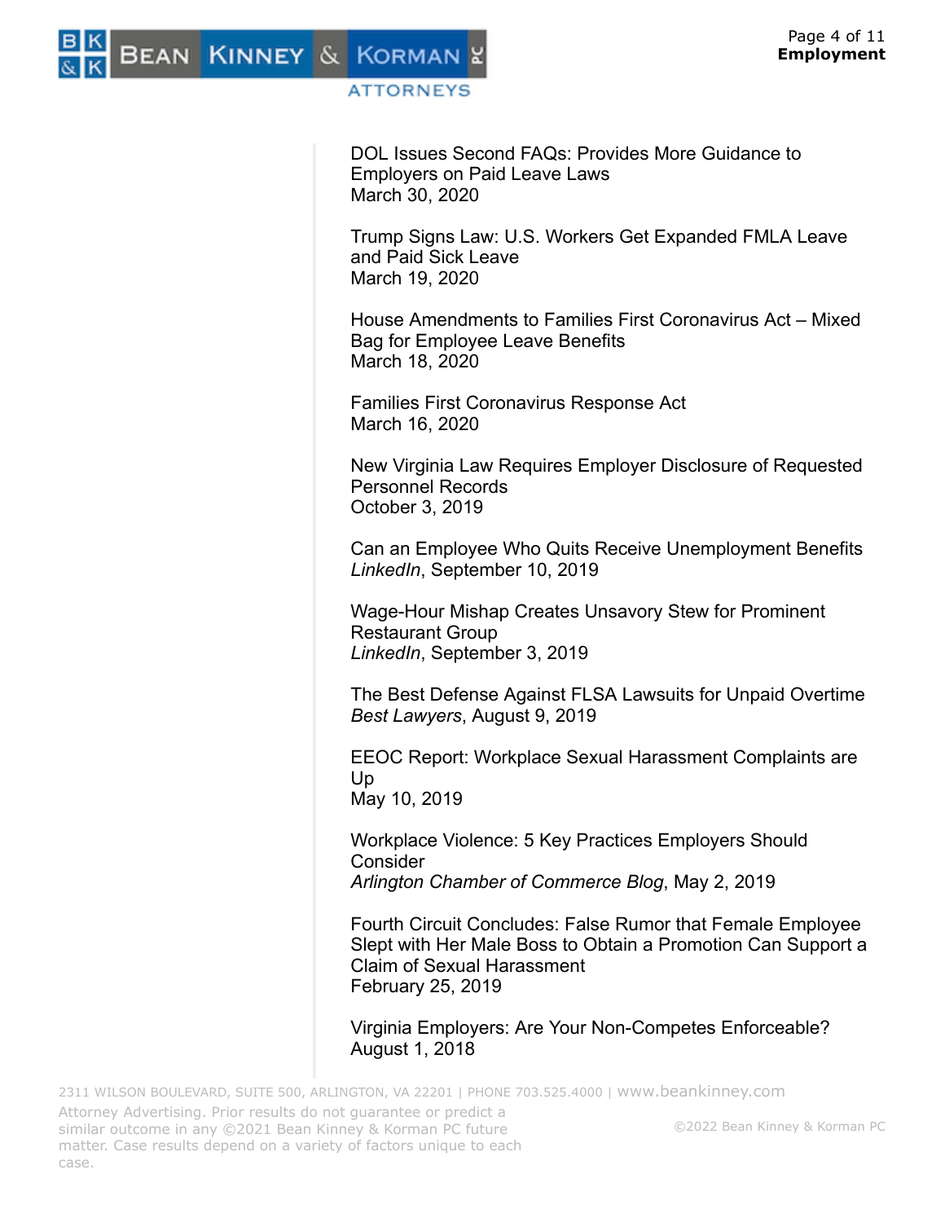DOL Issues Second FAQs: Provides More Guidance to Employers on Paid Leave Laws
March 30, 2020

Trump Signs Law: U.S. Workers Get Expanded FMLA Leave and Paid Sick Leave
March 19, 2020

House Amendments to Families First Coronavirus Act – Mixed Bag for Employee Leave Benefits
March 18, 2020

Families First Coronavirus Response Act
March 16, 2020

New Virginia Law Requires Employer Disclosure of Requested Personnel Records
October 3, 2019

Can an Employee Who Quits Receive Unemployment Benefits
*LinkedIn*, September 10, 2019

Wage-Hour Mishap Creates Unsavory Stew for Prominent Restaurant Group
*LinkedIn*, September 3, 2019

The Best Defense Against FLSA Lawsuits for Unpaid Overtime
*Best Lawyers*, August 9, 2019

EEOC Report: Workplace Sexual Harassment Complaints are Up
May 10, 2019

Workplace Violence: 5 Key Practices Employers Should Consider
*Arlington Chamber of Commerce Blog*, May 2, 2019

Fourth Circuit Concludes: False Rumor that Female Employee Slept with Her Male Boss to Obtain a Promotion Can Support a Claim of Sexual Harassment
February 25, 2019

Virginia Employers: Are Your Non-Competes Enforceable?
August 1, 2018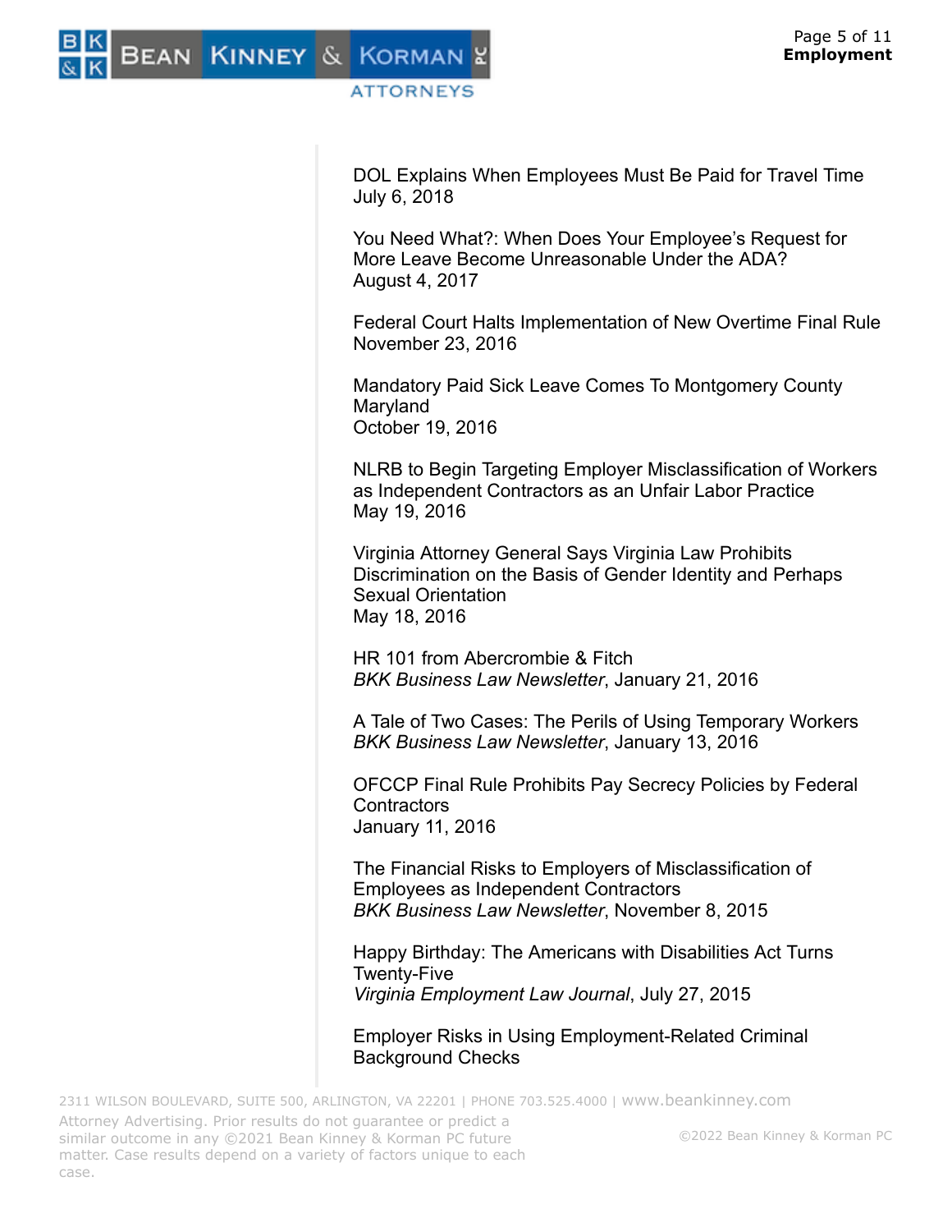DOL Explains When Employees Must Be Paid for Travel Time
July 6, 2018

You Need What?: When Does Your Employee's Request for More Leave Become Unreasonable Under the ADA?
August 4, 2017

Federal Court Halts Implementation of New Overtime Final Rule
November 23, 2016

Mandatory Paid Sick Leave Comes To Montgomery County Maryland
October 19, 2016

NLRB to Begin Targeting Employer Misclassification of Workers as Independent Contractors as an Unfair Labor Practice
May 19, 2016

Virginia Attorney General Says Virginia Law Prohibits Discrimination on the Basis of Gender Identity and Perhaps Sexual Orientation
May 18, 2016

HR 101 from Abercrombie & Fitch
*BKK Business Law Newsletter*, January 21, 2016

A Tale of Two Cases: The Perils of Using Temporary Workers
*BKK Business Law Newsletter*, January 13, 2016

OFCCP Final Rule Prohibits Pay Secrecy Policies by Federal Contractors
January 11, 2016

The Financial Risks to Employers of Misclassification of Employees as Independent Contractors
*BKK Business Law Newsletter*, November 8, 2015

Happy Birthday: The Americans with Disabilities Act Turns Twenty-Five
*Virginia Employment Law Journal*, July 27, 2015

Employer Risks in Using Employment-Related Criminal Background Checks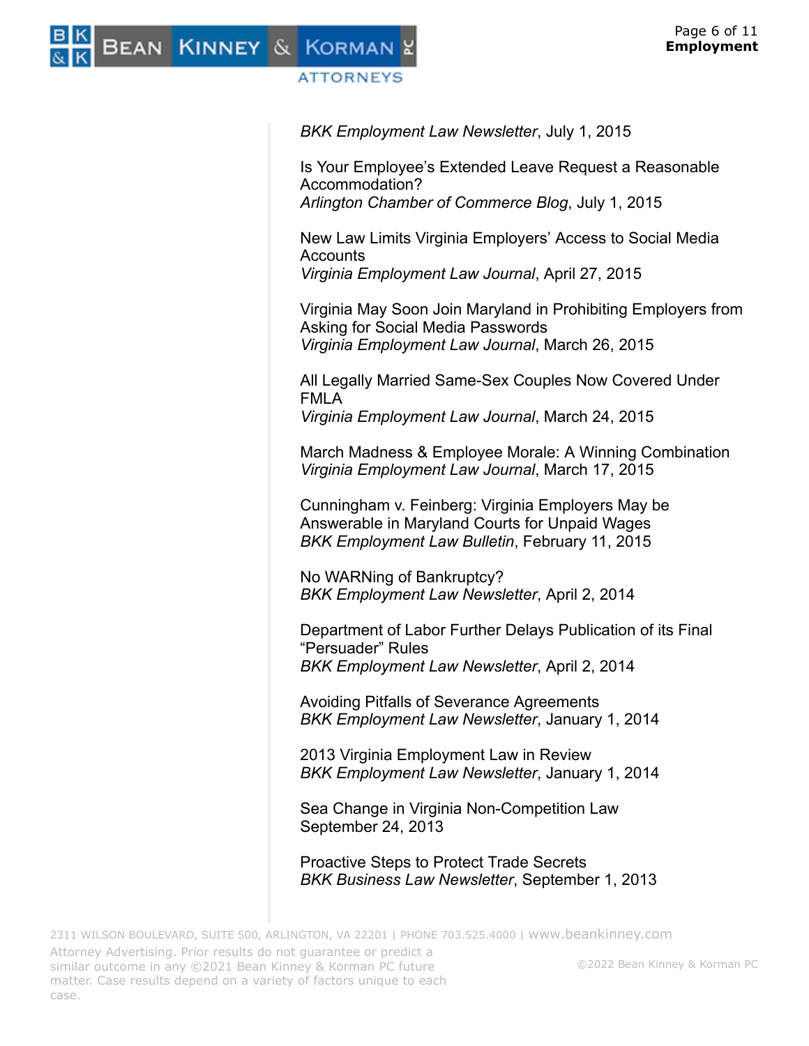*BKK Employment Law Newsletter*, July 1, 2015

Is Your Employee's Extended Leave Request a Reasonable Accommodation?
*Arlington Chamber of Commerce Blog*, July 1, 2015

New Law Limits Virginia Employers' Access to Social Media Accounts
*Virginia Employment Law Journal*, April 27, 2015

Virginia May Soon Join Maryland in Prohibiting Employers from Asking for Social Media Passwords
*Virginia Employment Law Journal*, March 26, 2015

All Legally Married Same-Sex Couples Now Covered Under FMLA
*Virginia Employment Law Journal*, March 24, 2015

March Madness & Employee Morale: A Winning Combination
*Virginia Employment Law Journal*, March 17, 2015

Cunningham v. Feinberg: Virginia Employers May be Answerable in Maryland Courts for Unpaid Wages
*BKK Employment Law Bulletin*, February 11, 2015

No WARNing of Bankruptcy?
*BKK Employment Law Newsletter*, April 2, 2014

Department of Labor Further Delays Publication of its Final "Persuader" Rules
*BKK Employment Law Newsletter*, April 2, 2014

Avoiding Pitfalls of Severance Agreements
*BKK Employment Law Newsletter*, January 1, 2014

2013 Virginia Employment Law in Review
*BKK Employment Law Newsletter*, January 1, 2014

Sea Change in Virginia Non-Competition Law
September 24, 2013

Proactive Steps to Protect Trade Secrets
*BKK Business Law Newsletter*, September 1, 2013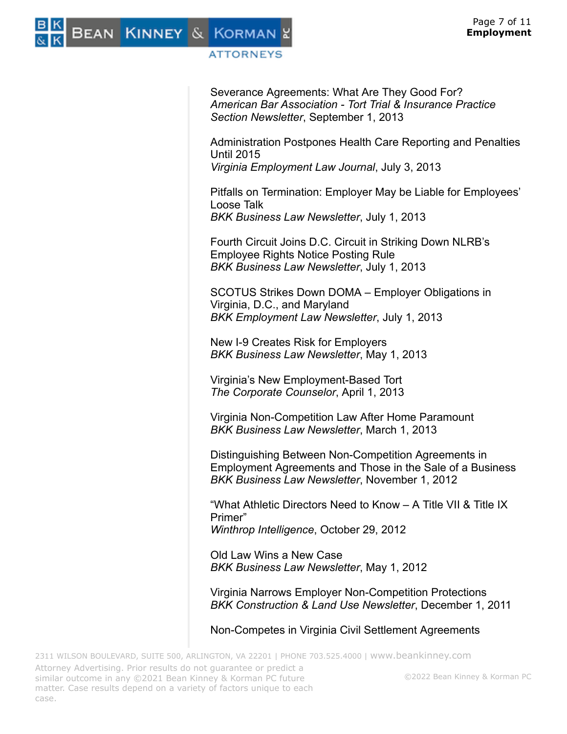Severance Agreements: What Are They Good For?
*American Bar Association - Tort Trial & Insurance Practice Section Newsletter*, September 1, 2013

Administration Postpones Health Care Reporting and Penalties Until 2015
*Virginia Employment Law Journal*, July 3, 2013

Pitfalls on Termination: Employer May be Liable for Employees' Loose Talk
*BKK Business Law Newsletter*, July 1, 2013

Fourth Circuit Joins D.C. Circuit in Striking Down NLRB's Employee Rights Notice Posting Rule
*BKK Business Law Newsletter*, July 1, 2013

SCOTUS Strikes Down DOMA – Employer Obligations in Virginia, D.C., and Maryland
*BKK Employment Law Newsletter*, July 1, 2013

New I-9 Creates Risk for Employers
*BKK Business Law Newsletter*, May 1, 2013

Virginia's New Employment-Based Tort
*The Corporate Counselor*, April 1, 2013

Virginia Non-Competition Law After Home Paramount
*BKK Business Law Newsletter*, March 1, 2013

Distinguishing Between Non-Competition Agreements in Employment Agreements and Those in the Sale of a Business
*BKK Business Law Newsletter*, November 1, 2012

"What Athletic Directors Need to Know – A Title VII & Title IX Primer"
*Winthrop Intelligence*, October 29, 2012

Old Law Wins a New Case
*BKK Business Law Newsletter*, May 1, 2012

Virginia Narrows Employer Non-Competition Protections
*BKK Construction & Land Use Newsletter*, December 1, 2011

Non-Competes in Virginia Civil Settlement Agreements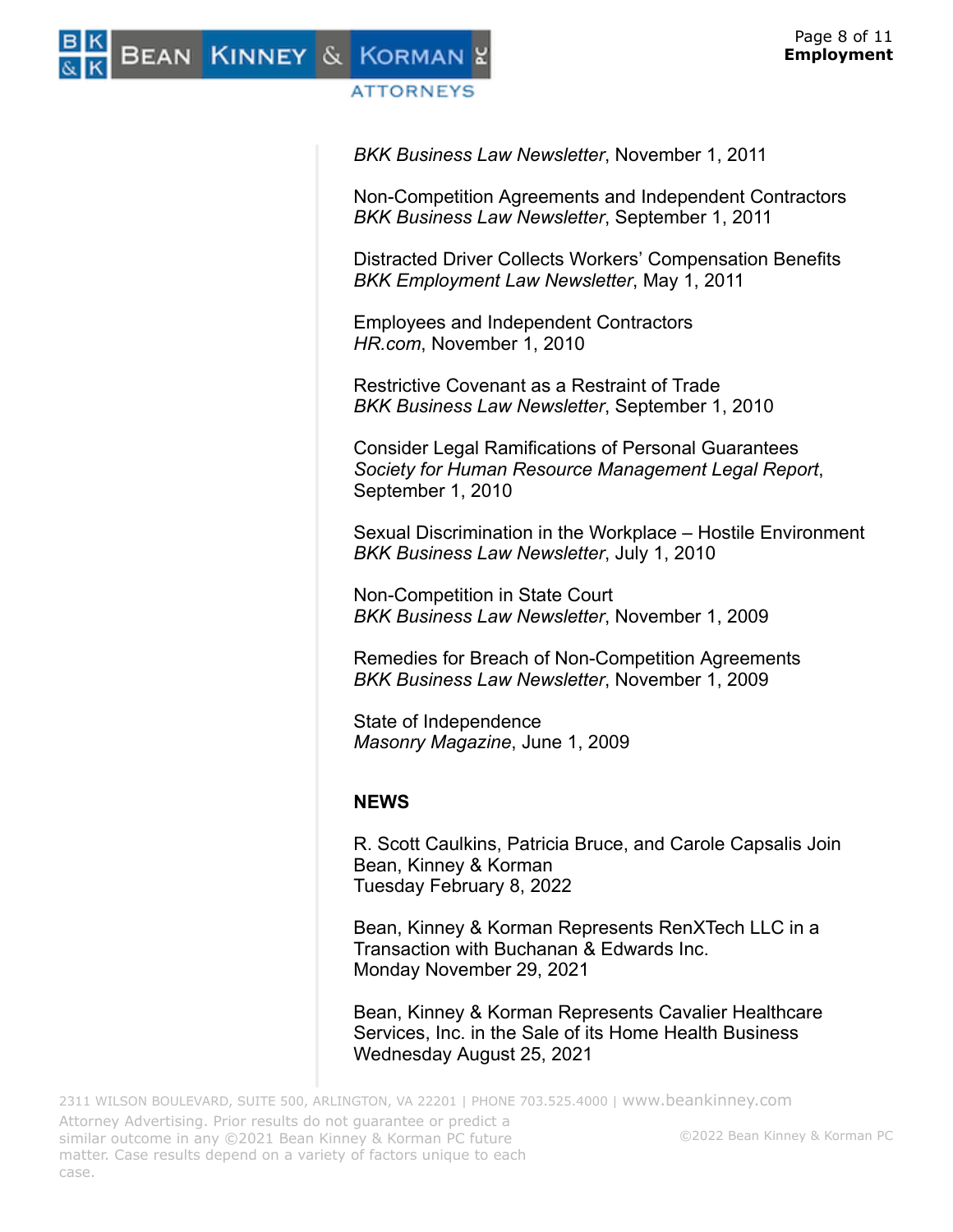*BKK Business Law Newsletter*, November 1, 2011

Non-Competition Agreements and Independent Contractors
*BKK Business Law Newsletter*, September 1, 2011

Distracted Driver Collects Workers' Compensation Benefits
*BKK Employment Law Newsletter*, May 1, 2011

Employees and Independent Contractors
*HR.com*, November 1, 2010

Restrictive Covenant as a Restraint of Trade
*BKK Business Law Newsletter*, September 1, 2010

Consider Legal Ramifications of Personal Guarantees
*Society for Human Resource Management Legal Report*, September 1, 2010

Sexual Discrimination in the Workplace – Hostile Environment
*BKK Business Law Newsletter*, July 1, 2010

Non-Competition in State Court
*BKK Business Law Newsletter*, November 1, 2009

Remedies for Breach of Non-Competition Agreements
*BKK Business Law Newsletter*, November 1, 2009

State of Independence
*Masonry Magazine*, June 1, 2009

## NEWS

R. Scott Caulkins, Patricia Bruce, and Carole Capsalis Join Bean, Kinney & Korman
Tuesday February 8, 2022

Bean, Kinney & Korman Represents RenXTech LLC in a Transaction with Buchanan & Edwards Inc.
Monday November 29, 2021

Bean, Kinney & Korman Represents Cavalier Healthcare Services, Inc. in the Sale of its Home Health Business
Wednesday August 25, 2021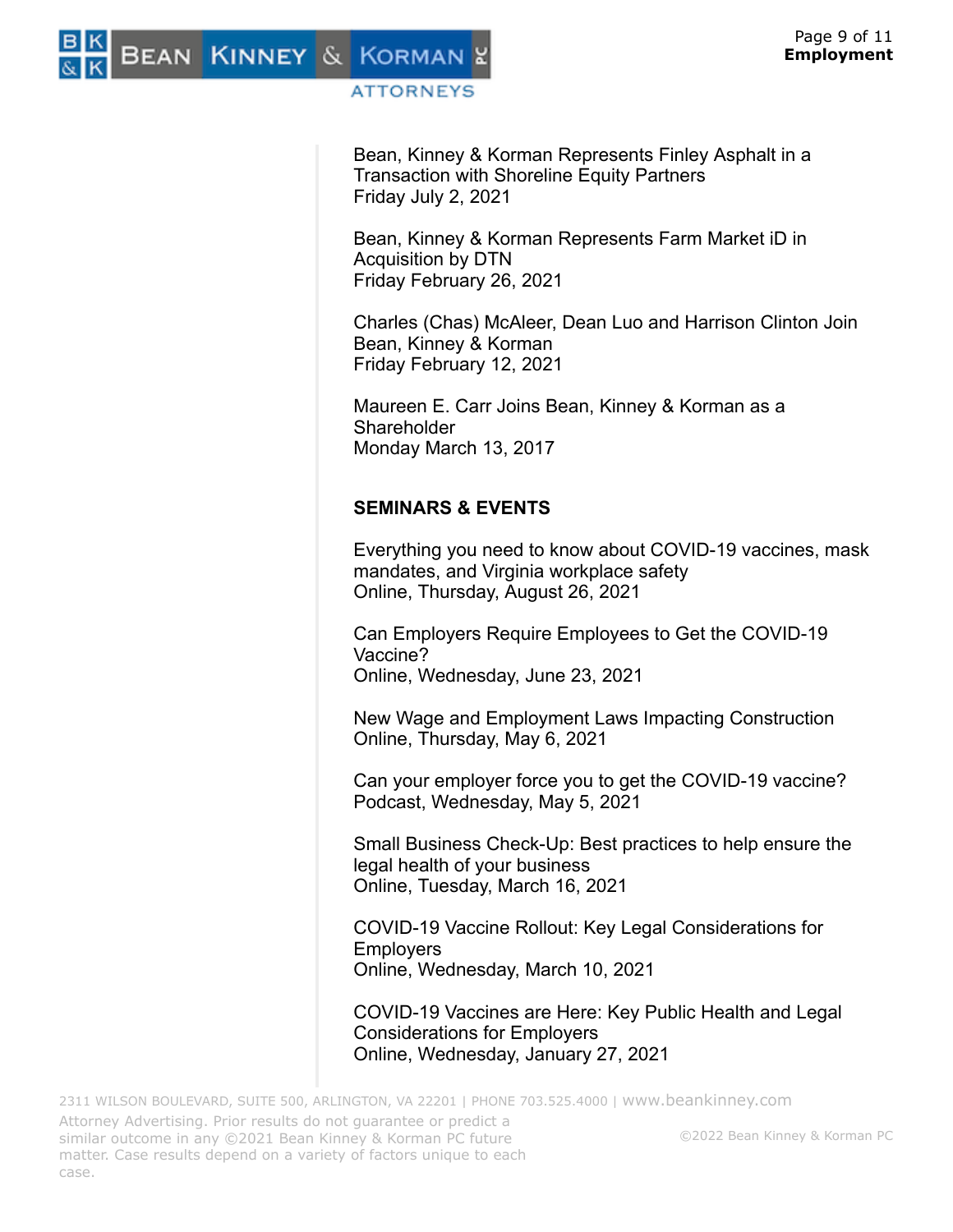Bean, Kinney & Korman Represents Finley Asphalt in a Transaction with Shoreline Equity Partners
Friday July 2, 2021

Bean, Kinney & Korman Represents Farm Market iD in Acquisition by DTN
Friday February 26, 2021

Charles (Chas) McAleer, Dean Luo and Harrison Clinton Join Bean, Kinney & Korman
Friday February 12, 2021

Maureen E. Carr Joins Bean, Kinney & Korman as a Shareholder
Monday March 13, 2017

**SEMINARS & EVENTS**

Everything you need to know about COVID-19 vaccines, mask mandates, and Virginia workplace safety
Online, Thursday, August 26, 2021

Can Employers Require Employees to Get the COVID-19 Vaccine?
Online, Wednesday, June 23, 2021

New Wage and Employment Laws Impacting Construction
Online, Thursday, May 6, 2021

Can your employer force you to get the COVID-19 vaccine?
Podcast, Wednesday, May 5, 2021

Small Business Check-Up: Best practices to help ensure the legal health of your business
Online, Tuesday, March 16, 2021

COVID-19 Vaccine Rollout: Key Legal Considerations for Employers
Online, Wednesday, March 10, 2021

COVID-19 Vaccines are Here: Key Public Health and Legal Considerations for Employers
Online, Wednesday, January 27, 2021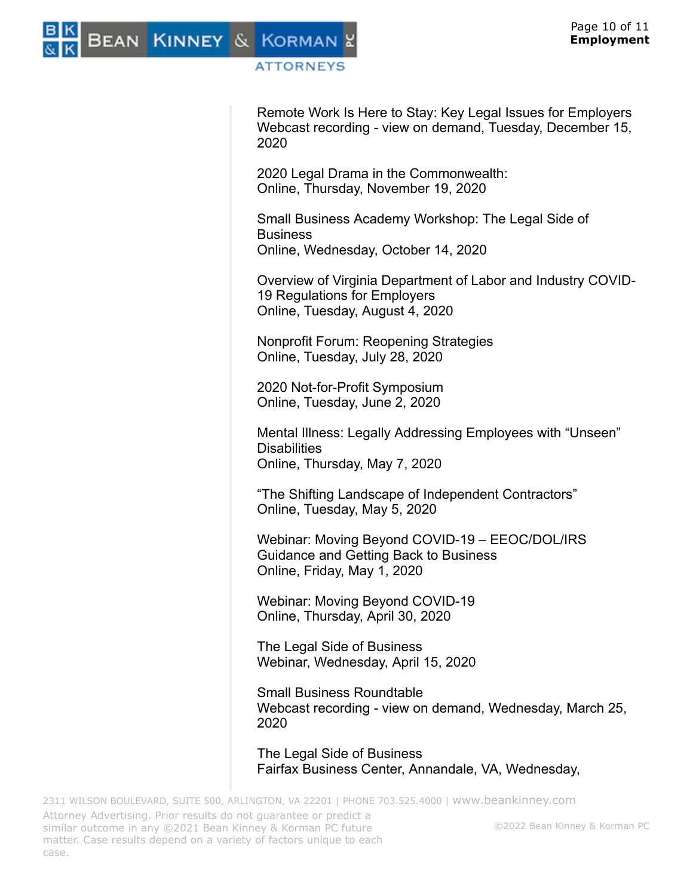Remote Work Is Here to Stay: Key Legal Issues for Employers
Webcast recording - view on demand, Tuesday, December 15, 2020

2020 Legal Drama in the Commonwealth:
Online, Thursday, November 19, 2020

Small Business Academy Workshop: The Legal Side of Business
Online, Wednesday, October 14, 2020

Overview of Virginia Department of Labor and Industry COVID-19 Regulations for Employers
Online, Tuesday, August 4, 2020

Nonprofit Forum: Reopening Strategies
Online, Tuesday, July 28, 2020

2020 Not-for-Profit Symposium
Online, Tuesday, June 2, 2020

Mental Illness: Legally Addressing Employees with "Unseen" Disabilities
Online, Thursday, May 7, 2020

"The Shifting Landscape of Independent Contractors"
Online, Tuesday, May 5, 2020

Webinar: Moving Beyond COVID-19 – EEOC/DOL/IRS Guidance and Getting Back to Business
Online, Friday, May 1, 2020

Webinar: Moving Beyond COVID-19
Online, Thursday, April 30, 2020

The Legal Side of Business
Webinar, Wednesday, April 15, 2020

Small Business Roundtable
Webcast recording - view on demand, Wednesday, March 25, 2020

The Legal Side of Business
Fairfax Business Center, Annandale, VA, Wednesday,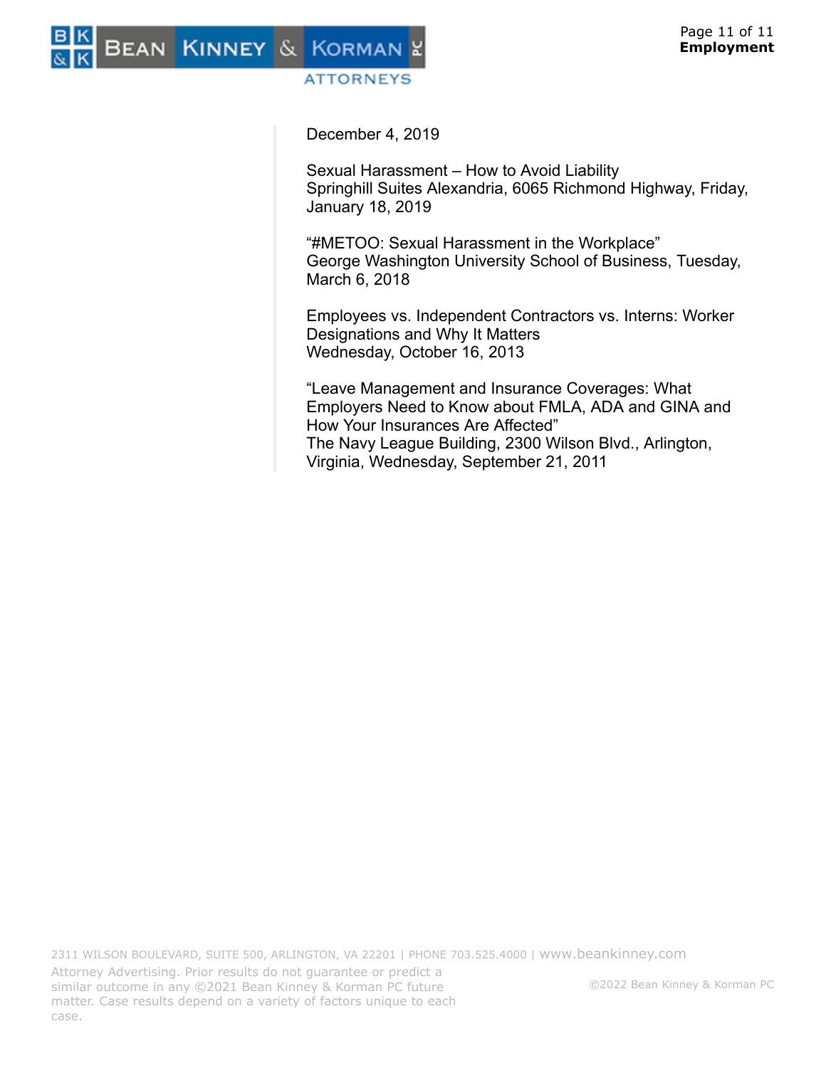December 4, 2019

Sexual Harassment – How to Avoid Liability
Springhill Suites Alexandria, 6065 Richmond Highway, Friday, January 18, 2019

"#METOO: Sexual Harassment in the Workplace"
George Washington University School of Business, Tuesday, March 6, 2018

Employees vs. Independent Contractors vs. Interns: Worker Designations and Why It Matters
Wednesday, October 16, 2013

"Leave Management and Insurance Coverages: What Employers Need to Know about FMLA, ADA and GINA and How Your Insurances Are Affected"
The Navy League Building, 2300 Wilson Blvd., Arlington, Virginia, Wednesday, September 21, 2011